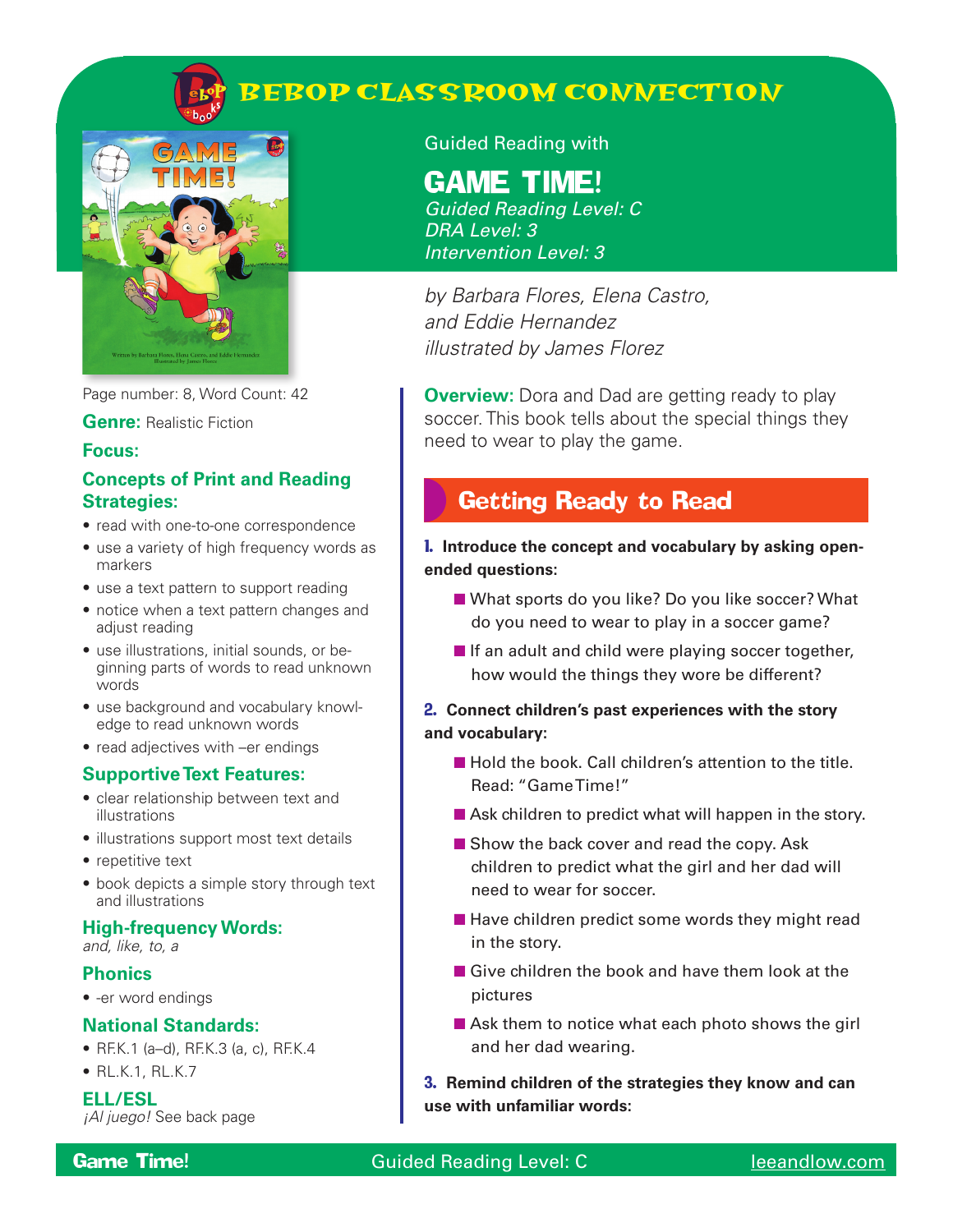# BEBOP CLASSROOM CONNECTION

Guided Reading with

# GAME TIME!

*Guided Reading Level: C*
*DRA Level: 3*
*Intervention Level: 3*

*by Barbara Flores, Elena Castro, and Eddie Hernandez*
*illustrated by James Florez*

Page number: 8, Word Count: 42

**Genre:** Realistic Fiction

**Focus:**

**Concepts of Print and Reading Strategies:**

- read with one-to-one correspondence
- use a variety of high frequency words as markers
- use a text pattern to support reading
- notice when a text pattern changes and adjust reading
- use illustrations, initial sounds, or beginning parts of words to read unknown words
- use background and vocabulary knowledge to read unknown words
- read adjectives with –er endings

**Supportive Text Features:**

- clear relationship between text and illustrations
- illustrations support most text details
- repetitive text
- book depicts a simple story through text and illustrations

**High-frequency Words:**
*and, like, to, a*

**Phonics**

- -er word endings

**National Standards:**

- RF.K.1 (a–d), RF.K.3 (a, c), RF.K.4
- RL.K.1, RL.K.7

**ELL/ESL**
*¡Al juego!* See back page

**Overview:** Dora and Dad are getting ready to play soccer. This book tells about the special things they need to wear to play the game.

## Getting Ready to Read

**1. Introduce the concept and vocabulary by asking open-ended questions:**

- What sports do you like? Do you like soccer? What do you need to wear to play in a soccer game?
- If an adult and child were playing soccer together, how would the things they wore be different?

**2. Connect children's past experiences with the story and vocabulary:**

- Hold the book. Call children's attention to the title. Read: "Game Time!"
- Ask children to predict what will happen in the story.
- Show the back cover and read the copy. Ask children to predict what the girl and her dad will need to wear for soccer.
- Have children predict some words they might read in the story.
- Give children the book and have them look at the pictures
- Ask them to notice what each photo shows the girl and her dad wearing.

**3. Remind children of the strategies they know and can use with unfamiliar words:**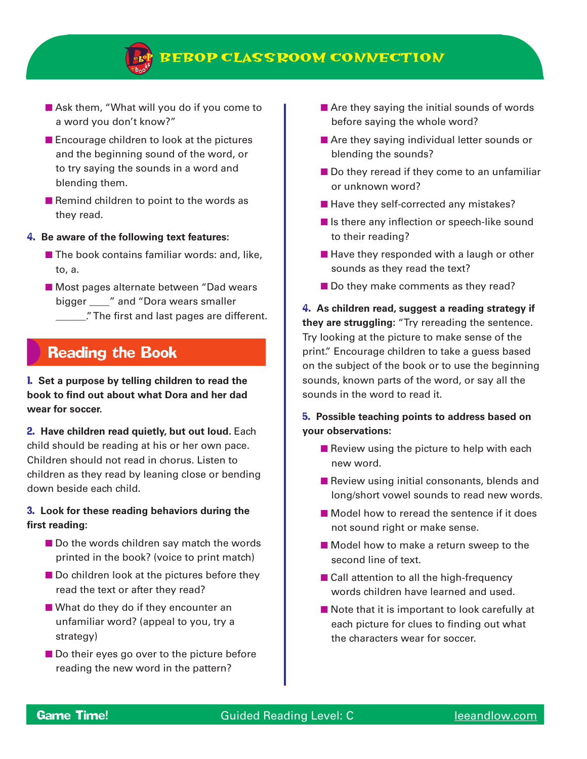- Ask them, "What will you do if you come to a word you don't know?"
- Encourage children to look at the pictures and the beginning sound of the word, or to try saying the sounds in a word and blending them.
- Remind children to point to the words as they read.

**4. Be aware of the following text features:**

- The book contains familiar words: and, like, to, a.
- Most pages alternate between "Dad wears bigger ____" and "Dora wears smaller ______." The first and last pages are different.

## Reading the Book

**1. Set a purpose by telling children to read the book to find out about what Dora and her dad wear for soccer.**

**2. Have children read quietly, but out loud.** Each child should be reading at his or her own pace. Children should not read in chorus. Listen to children as they read by leaning close or bending down beside each child.

**3. Look for these reading behaviors during the first reading:**

- Do the words children say match the words printed in the book? (voice to print match)
- Do children look at the pictures before they read the text or after they read?
- What do they do if they encounter an unfamiliar word? (appeal to you, try a strategy)
- Do their eyes go over to the picture before reading the new word in the pattern?
- Are they saying the initial sounds of words before saying the whole word?
- Are they saying individual letter sounds or blending the sounds?
- Do they reread if they come to an unfamiliar or unknown word?
- Have they self-corrected any mistakes?
- Is there any inflection or speech-like sound to their reading?
- Have they responded with a laugh or other sounds as they read the text?
- Do they make comments as they read?

**4. As children read, suggest a reading strategy if they are struggling:** "Try rereading the sentence. Try looking at the picture to make sense of the print." Encourage children to take a guess based on the subject of the book or to use the beginning sounds, known parts of the word, or say all the sounds in the word to read it.

**5. Possible teaching points to address based on your observations:**

- Review using the picture to help with each new word.
- Review using initial consonants, blends and long/short vowel sounds to read new words.
- Model how to reread the sentence if it does not sound right or make sense.
- Model how to make a return sweep to the second line of text.
- Call attention to all the high-frequency words children have learned and used.
- Note that it is important to look carefully at each picture for clues to finding out what the characters wear for soccer.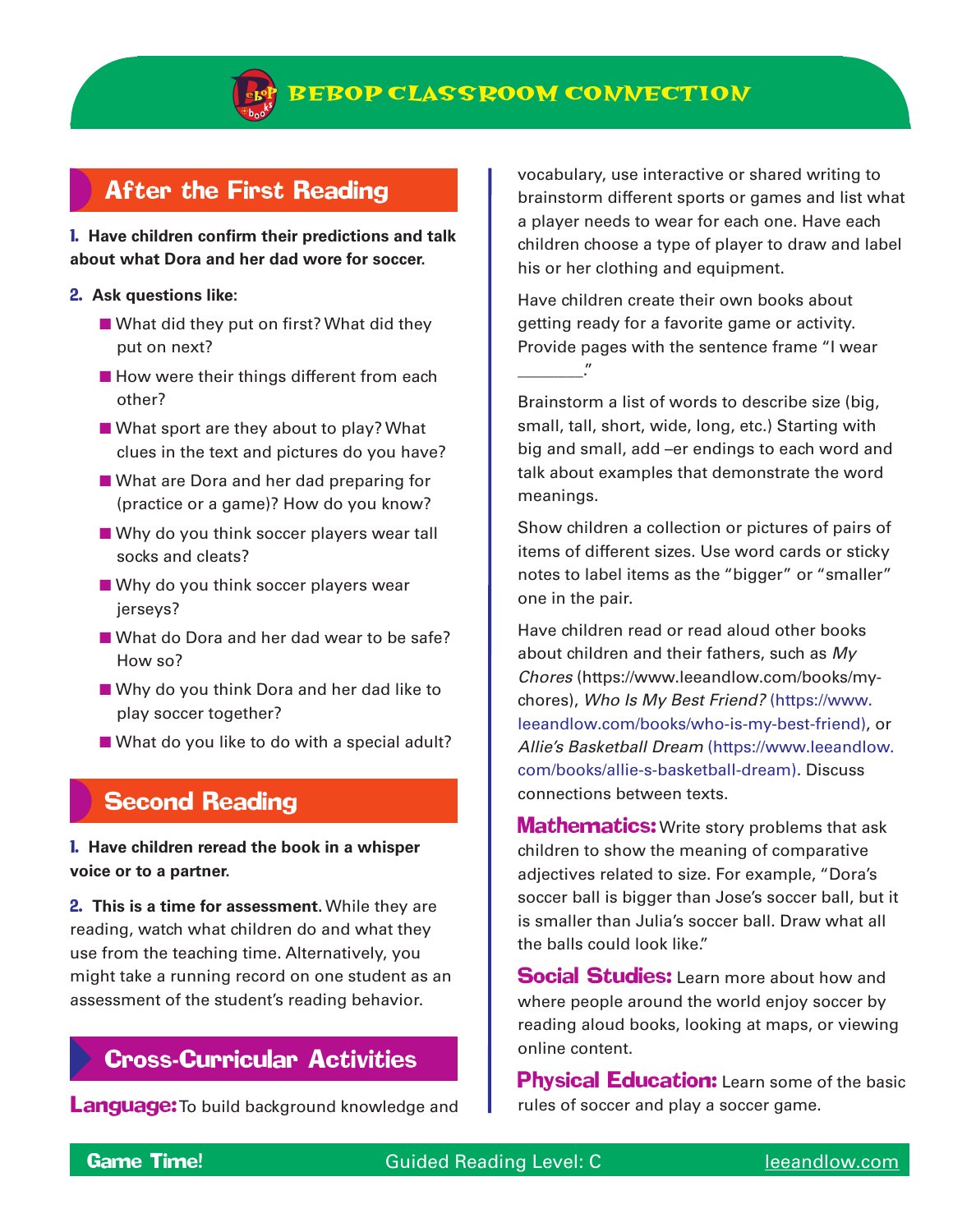## After the First Reading

**1. Have children confirm their predictions and talk about what Dora and her dad wore for soccer.**

**2. Ask questions like:**

- What did they put on first? What did they put on next?
- How were their things different from each other?
- What sport are they about to play? What clues in the text and pictures do you have?
- What are Dora and her dad preparing for (practice or a game)? How do you know?
- Why do you think soccer players wear tall socks and cleats?
- Why do you think soccer players wear jerseys?
- What do Dora and her dad wear to be safe? How so?
- Why do you think Dora and her dad like to play soccer together?
- What do you like to do with a special adult?

## Second Reading

**1. Have children reread the book in a whisper voice or to a partner.**

**2. This is a time for assessment.** While they are reading, watch what children do and what they use from the teaching time. Alternatively, you might take a running record on one student as an assessment of the student's reading behavior.

## Cross-Curricular Activities

**Language:** To build background knowledge and vocabulary, use interactive or shared writing to brainstorm different sports or games and list what a player needs to wear for each one. Have each children choose a type of player to draw and label his or her clothing and equipment.

Have children create their own books about getting ready for a favorite game or activity. Provide pages with the sentence frame "I wear ________."

Brainstorm a list of words to describe size (big, small, tall, short, wide, long, etc.) Starting with big and small, add –er endings to each word and talk about examples that demonstrate the word meanings.

Show children a collection or pictures of pairs of items of different sizes. Use word cards or sticky notes to label items as the "bigger" or "smaller" one in the pair.

Have children read or read aloud other books about children and their fathers, such as *My Chores* (https://www.leeandlow.com/books/my-chores), *Who Is My Best Friend?* (https://www.leeandlow.com/books/who-is-my-best-friend), or *Allie's Basketball Dream* (https://www.leeandlow.com/books/allie-s-basketball-dream). Discuss connections between texts.

**Mathematics:** Write story problems that ask children to show the meaning of comparative adjectives related to size. For example, "Dora's soccer ball is bigger than Jose's soccer ball, but it is smaller than Julia's soccer ball. Draw what all the balls could look like."

**Social Studies:** Learn more about how and where people around the world enjoy soccer by reading aloud books, looking at maps, or viewing online content.

**Physical Education:** Learn some of the basic rules of soccer and play a soccer game.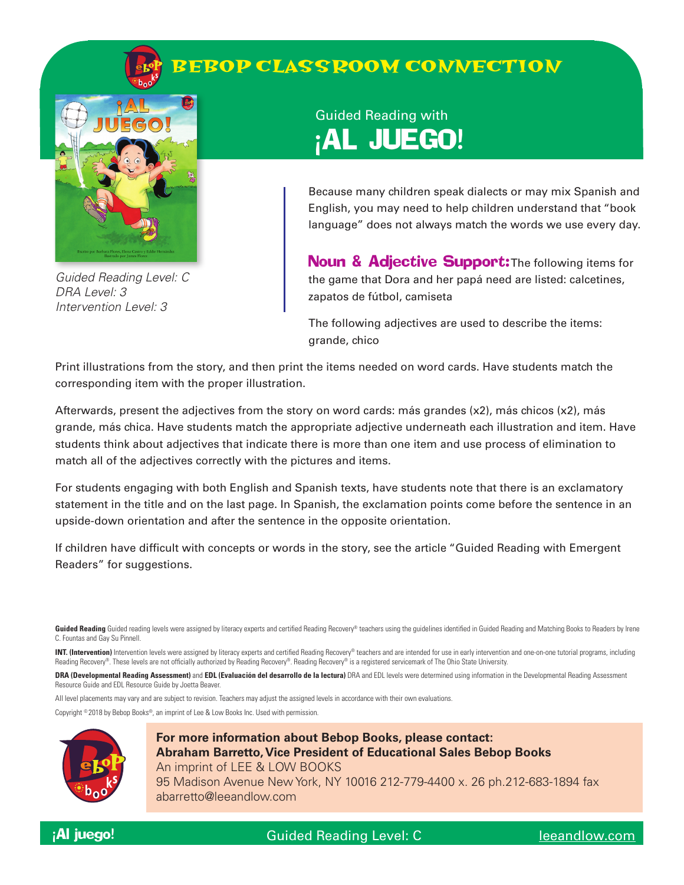# BEBOP CLASSROOM CONNECTION

## Guided Reading with ¡AL JUEGO!

*Guided Reading Level: C*
*DRA Level: 3*
*Intervention Level: 3*

Because many children speak dialects or may mix Spanish and English, you may need to help children understand that "book language" does not always match the words we use every day.

**Noun & Adjective Support:** The following items for the game that Dora and her papá need are listed: calcetines, zapatos de fútbol, camiseta

The following adjectives are used to describe the items: grande, chico

Print illustrations from the story, and then print the items needed on word cards. Have students match the corresponding item with the proper illustration.

Afterwards, present the adjectives from the story on word cards: más grandes (x2), más chicos (x2), más grande, más chica. Have students match the appropriate adjective underneath each illustration and item. Have students think about adjectives that indicate there is more than one item and use process of elimination to match all of the adjectives correctly with the pictures and items.

For students engaging with both English and Spanish texts, have students note that there is an exclamatory statement in the title and on the last page. In Spanish, the exclamation points come before the sentence in an upside-down orientation and after the sentence in the opposite orientation.

If children have difficult with concepts or words in the story, see the article "Guided Reading with Emergent Readers" for suggestions.

**Guided Reading** Guided reading levels were assigned by literacy experts and certified Reading Recovery® teachers using the guidelines identified in Guided Reading and Matching Books to Readers by Irene C. Fountas and Gay Su Pinnell.

**INT. (Intervention)** Intervention levels were assigned by literacy experts and certified Reading Recovery® teachers and are intended for use in early intervention and one-on-one tutorial programs, including Reading Recovery®. These levels are not officially authorized by Reading Recovery®. Reading Recovery® is a registered servicemark of The Ohio State University.

**DRA (Developmental Reading Assessment)** and **EDL (Evaluación del desarrollo de la lectura)** DRA and EDL levels were determined using information in the Developmental Reading Assessment Resource Guide and EDL Resource Guide by Joetta Beaver.

All level placements may vary and are subject to revision. Teachers may adjust the assigned levels in accordance with their own evaluations.

Copyright © 2018 by Bebop Books®, an imprint of Lee & Low Books Inc. Used with permission.

**For more information about Bebop Books, please contact:**
**Abraham Barretto, Vice President of Educational Sales Bebop Books**
An imprint of LEE & LOW BOOKS
95 Madison Avenue New York, NY 10016 212-779-4400 x. 26 ph.212-683-1894 fax
abarretto@leeandlow.com